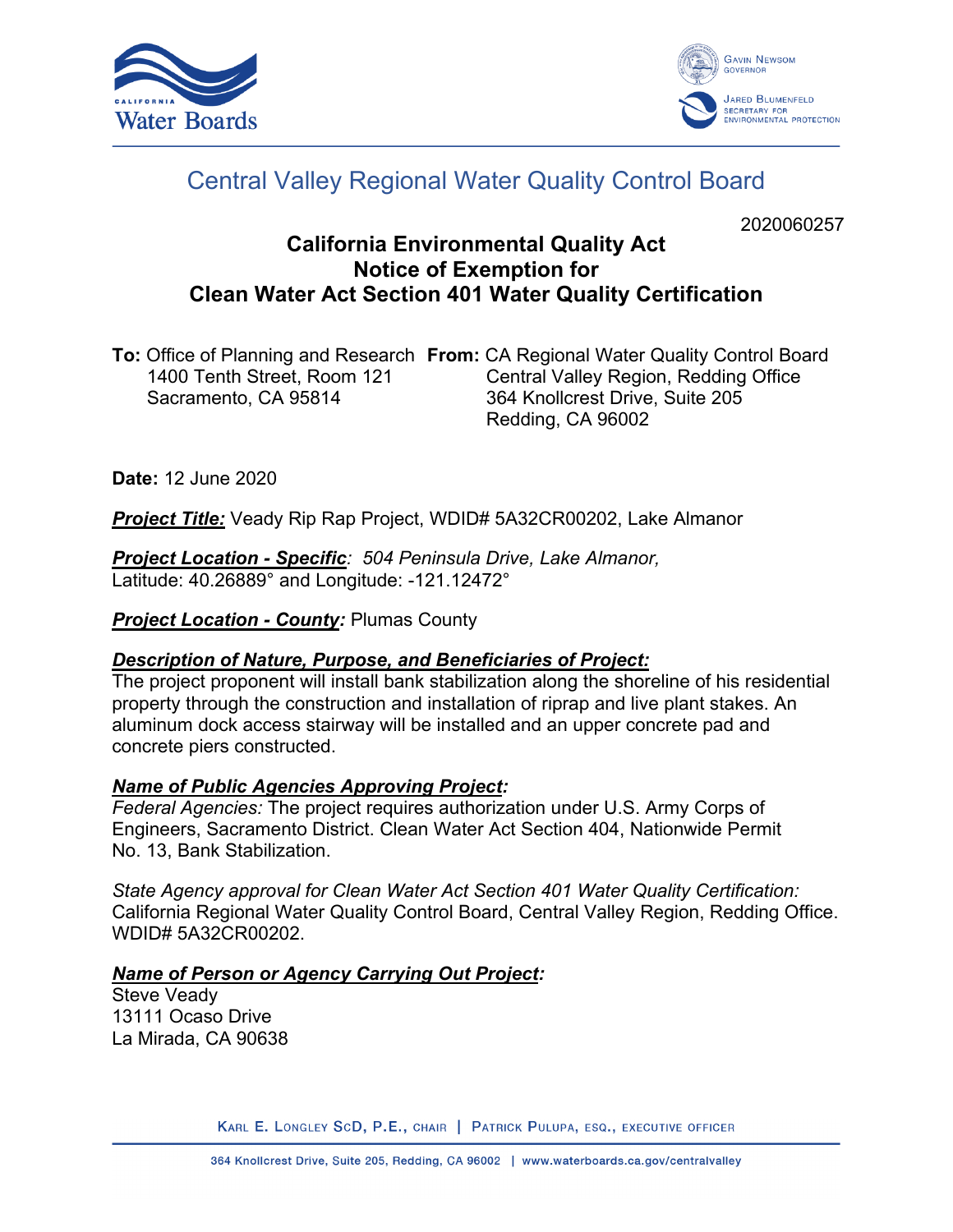# Central Valley Regional Water Quality Control Board

2020060257

## California Environmental Quality Act
## Notice of Exemption for
## Clean Water Act Section 401 Water Quality Certification

**To:** Office of Planning and Research
1400 Tenth Street, Room 121
Sacramento, CA 95814

**From:** CA Regional Water Quality Control Board
Central Valley Region, Redding Office
364 Knollcrest Drive, Suite 205
Redding, CA 96002

**Date:** 12 June 2020

***Project Title:*** Veady Rip Rap Project, WDID# 5A32CR00202, Lake Almanor

***Project Location - Specific****:* *504 Peninsula Drive, Lake Almanor,*
Latitude: 40.26889° and Longitude: -121.12472°

***Project Location - County:*** Plumas County

***Description of Nature, Purpose, and Beneficiaries of Project:***
The project proponent will install bank stabilization along the shoreline of his residential property through the construction and installation of riprap and live plant stakes. An aluminum dock access stairway will be installed and an upper concrete pad and concrete piers constructed.

***Name of Public Agencies Approving Project:***
*Federal Agencies:* The project requires authorization under U.S. Army Corps of Engineers, Sacramento District. Clean Water Act Section 404, Nationwide Permit No. 13, Bank Stabilization.

*State Agency approval for Clean Water Act Section 401 Water Quality Certification:* California Regional Water Quality Control Board, Central Valley Region, Redding Office. WDID# 5A32CR00202.

***Name of Person or Agency Carrying Out Project:***
Steve Veady
13111 Ocaso Drive
La Mirada, CA 90638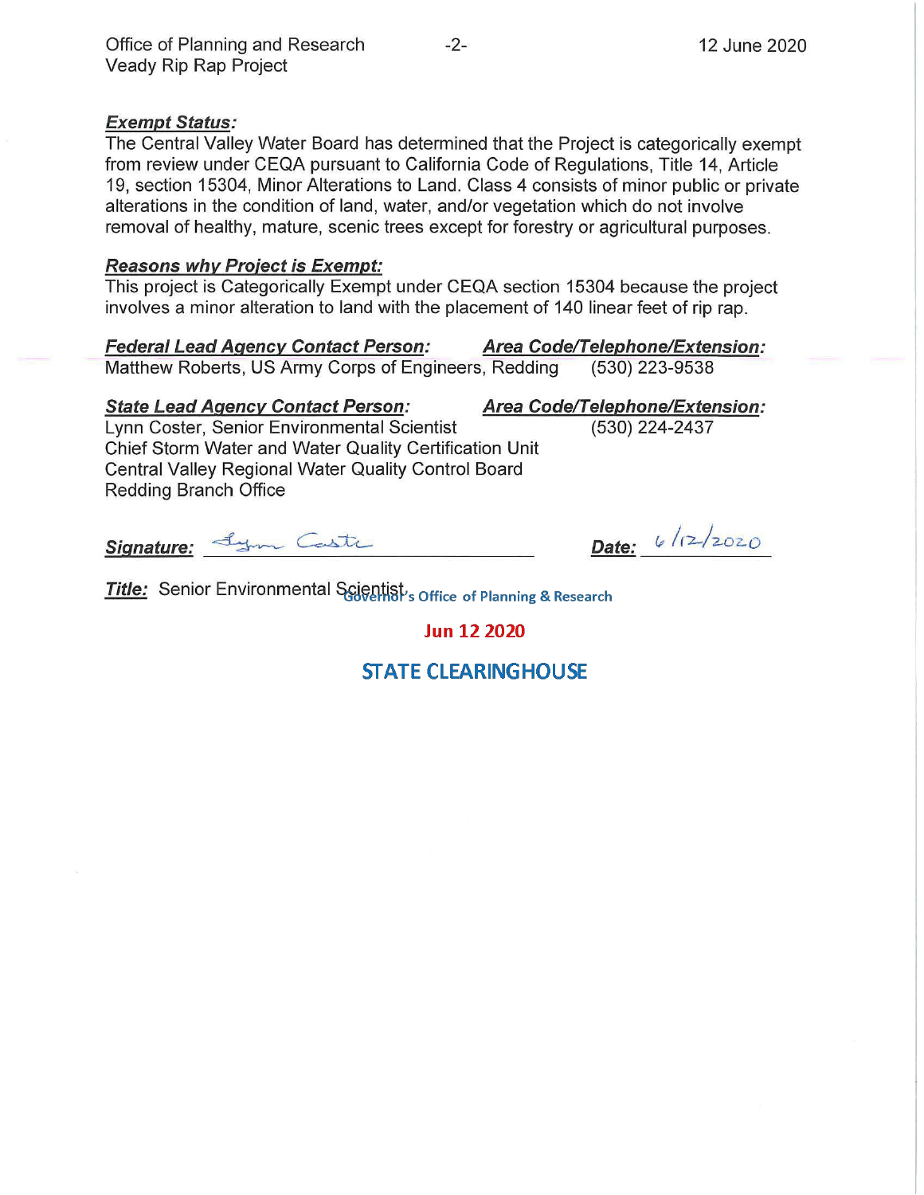***Exempt Status:***
The Central Valley Water Board has determined that the Project is categorically exempt from review under CEQA pursuant to California Code of Regulations, Title 14, Article 19, section 15304, Minor Alterations to Land. Class 4 consists of minor public or private alterations in the condition of land, water, and/or vegetation which do not involve removal of healthy, mature, scenic trees except for forestry or agricultural purposes.

***Reasons why Project is Exempt:***
This project is Categorically Exempt under CEQA section 15304 because the project involves a minor alteration to land with the placement of 140 linear feet of rip rap.

***Federal Lead Agency Contact Person:*** Matthew Roberts, US Army Corps of Engineers, Redding
***Area Code/Telephone/Extension:*** (530) 223-9538

***State Lead Agency Contact Person:***
Lynn Coster, Senior Environmental Scientist
Chief Storm Water and Water Quality Certification Unit
Central Valley Regional Water Quality Control Board
Redding Branch Office
***Area Code/Telephone/Extension:*** (530) 224-2437

***Signature:*** Lynn Coster

***Date:*** 6/12/2020

***Title:*** Senior Environmental Scientist

Governor's Office of Planning & Research

Jun 12 2020

STATE CLEARINGHOUSE